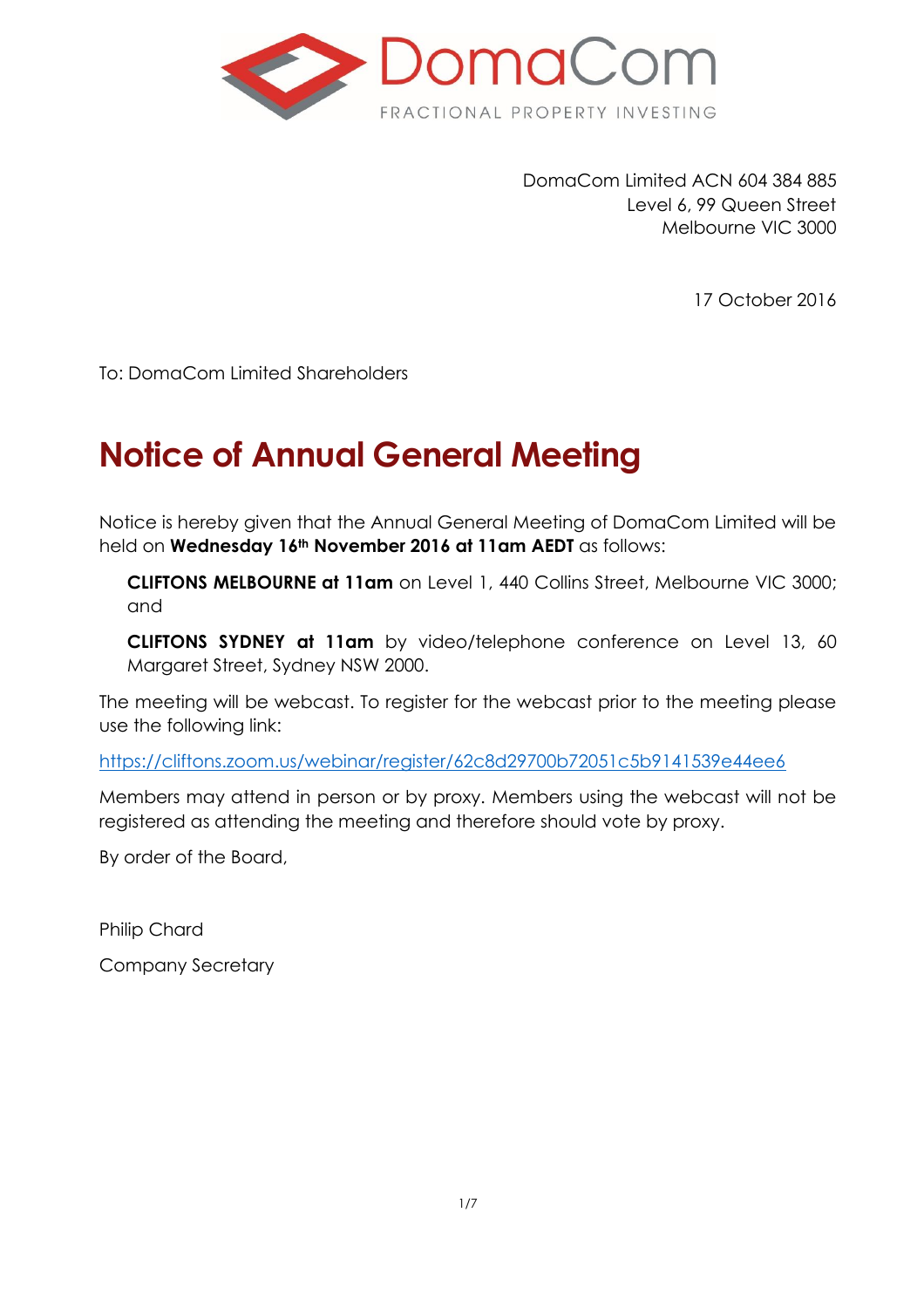DomaCom Limited ACN 604 384 885
Level 6, 99 Queen Street
Melbourne VIC 3000

17 October 2016

To: DomaCom Limited Shareholders

# Notice of Annual General Meeting

Notice is hereby given that the Annual General Meeting of DomaCom Limited will be held on **Wednesday 16th November 2016 at 11am AEDT** as follows:

**CLIFTONS MELBOURNE at 11am** on Level 1, 440 Collins Street, Melbourne VIC 3000; and

**CLIFTONS SYDNEY at 11am** by video/telephone conference on Level 13, 60 Margaret Street, Sydney NSW 2000.

The meeting will be webcast. To register for the webcast prior to the meeting please use the following link:

https://cliftons.zoom.us/webinar/register/62c8d29700b72051c5b9141539e44ee6

Members may attend in person or by proxy. Members using the webcast will not be registered as attending the meeting and therefore should vote by proxy.

By order of the Board,

Philip Chard

Company Secretary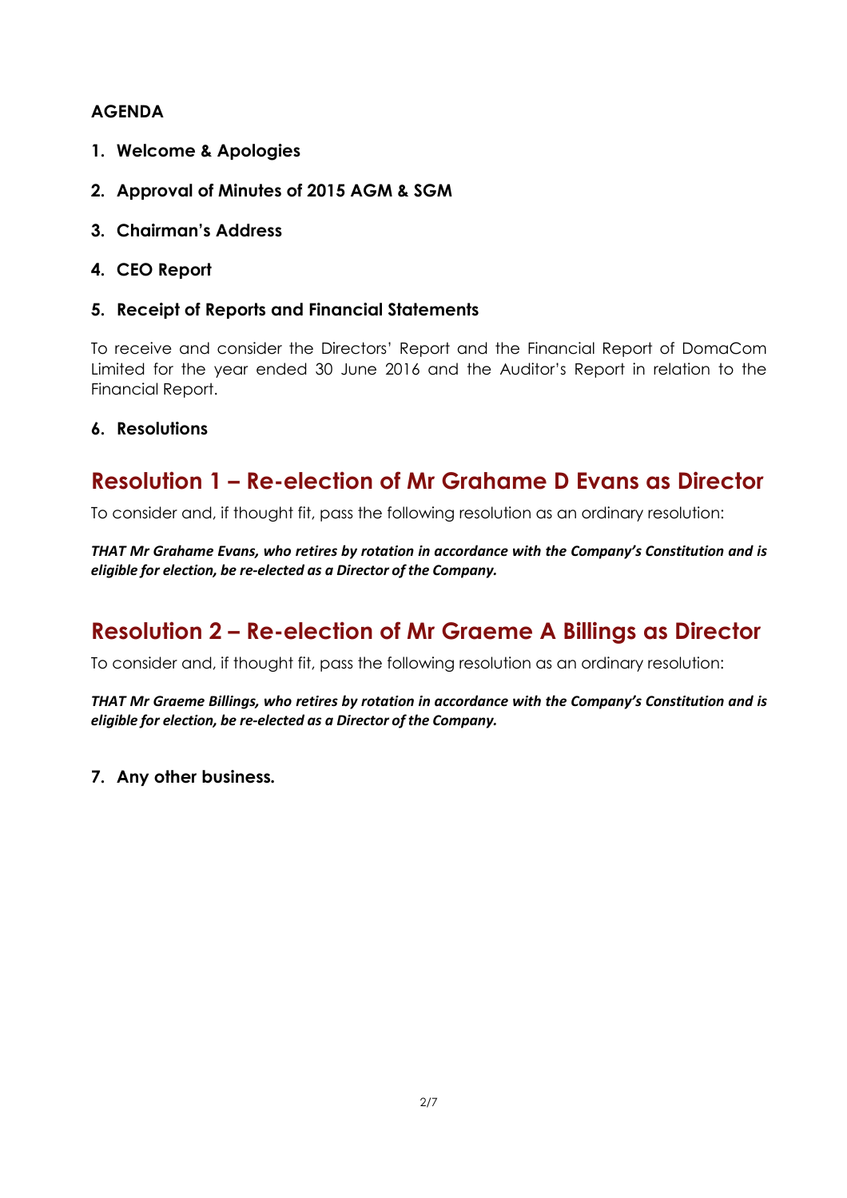**AGENDA**

1. **Welcome & Apologies**
2. **Approval of Minutes of 2015 AGM & SGM**
3. **Chairman's Address**
4. **CEO Report**
5. **Receipt of Reports and Financial Statements**

To receive and consider the Directors' Report and the Financial Report of DomaCom Limited for the year ended 30 June 2016 and the Auditor's Report in relation to the Financial Report.

6. **Resolutions**

## Resolution 1 – Re-election of Mr Grahame D Evans as Director

To consider and, if thought fit, pass the following resolution as an ordinary resolution:

***THAT Mr Grahame Evans, who retires by rotation in accordance with the Company's Constitution and is eligible for election, be re-elected as a Director of the Company.***

## Resolution 2 – Re-election of Mr Graeme A Billings as Director

To consider and, if thought fit, pass the following resolution as an ordinary resolution:

***THAT Mr Graeme Billings, who retires by rotation in accordance with the Company's Constitution and is eligible for election, be re-elected as a Director of the Company.***

7. **Any other business.**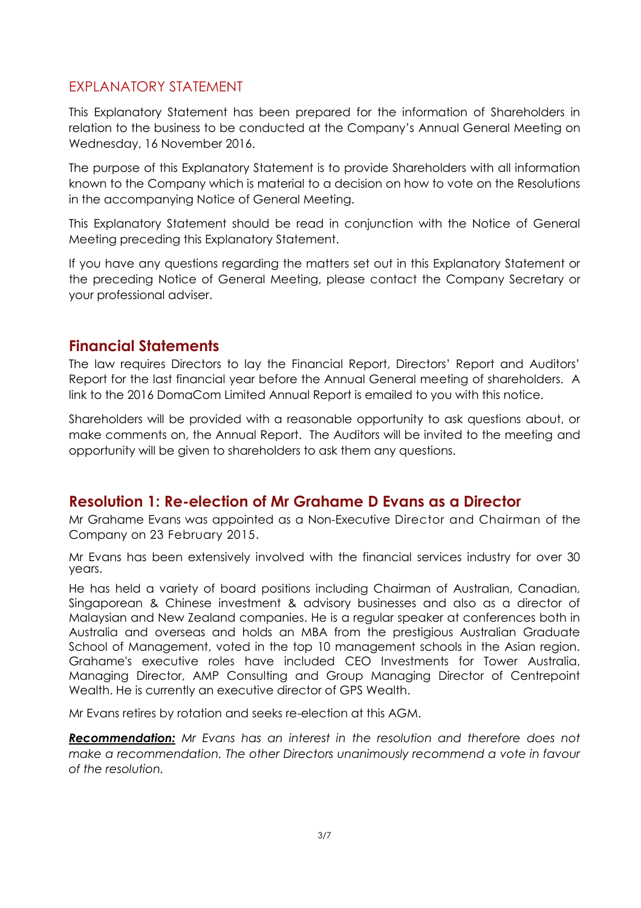## EXPLANATORY STATEMENT

This Explanatory Statement has been prepared for the information of Shareholders in relation to the business to be conducted at the Company's Annual General Meeting on Wednesday, 16 November 2016.

The purpose of this Explanatory Statement is to provide Shareholders with all information known to the Company which is material to a decision on how to vote on the Resolutions in the accompanying Notice of General Meeting.

This Explanatory Statement should be read in conjunction with the Notice of General Meeting preceding this Explanatory Statement.

If you have any questions regarding the matters set out in this Explanatory Statement or the preceding Notice of General Meeting, please contact the Company Secretary or your professional adviser.

## Financial Statements

The law requires Directors to lay the Financial Report, Directors' Report and Auditors' Report for the last financial year before the Annual General meeting of shareholders. A link to the 2016 DomaCom Limited Annual Report is emailed to you with this notice.

Shareholders will be provided with a reasonable opportunity to ask questions about, or make comments on, the Annual Report. The Auditors will be invited to the meeting and opportunity will be given to shareholders to ask them any questions.

## Resolution 1: Re-election of Mr Grahame D Evans as a Director

Mr Grahame Evans was appointed as a Non-Executive Director and Chairman of the Company on 23 February 2015.

Mr Evans has been extensively involved with the financial services industry for over 30 years.

He has held a variety of board positions including Chairman of Australian, Canadian, Singaporean & Chinese investment & advisory businesses and also as a director of Malaysian and New Zealand companies. He is a regular speaker at conferences both in Australia and overseas and holds an MBA from the prestigious Australian Graduate School of Management, voted in the top 10 management schools in the Asian region. Grahame's executive roles have included CEO Investments for Tower Australia, Managing Director, AMP Consulting and Group Managing Director of Centrepoint Wealth. He is currently an executive director of GPS Wealth.

Mr Evans retires by rotation and seeks re-election at this AGM.

***Recommendation:*** *Mr Evans has an interest in the resolution and therefore does not make a recommendation. The other Directors unanimously recommend a vote in favour of the resolution.*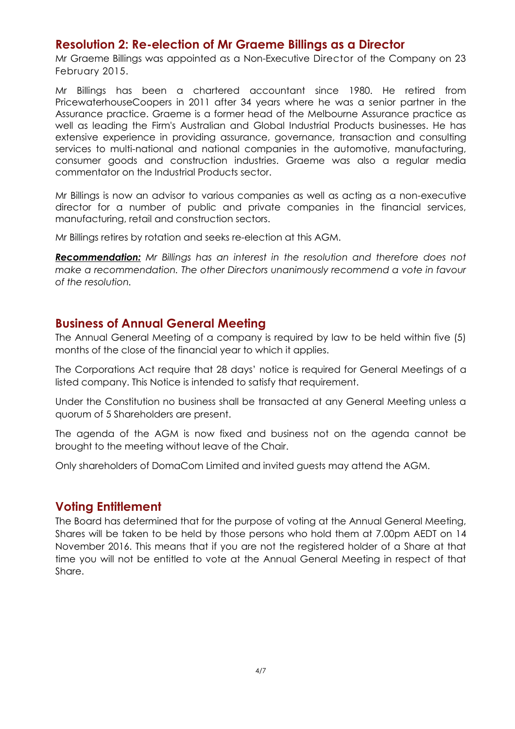## Resolution 2: Re-election of Mr Graeme Billings as a Director

Mr Graeme Billings was appointed as a Non-Executive Director of the Company on 23 February 2015.

Mr Billings has been a chartered accountant since 1980. He retired from PricewaterhouseCoopers in 2011 after 34 years where he was a senior partner in the Assurance practice. Graeme is a former head of the Melbourne Assurance practice as well as leading the Firm's Australian and Global Industrial Products businesses. He has extensive experience in providing assurance, governance, transaction and consulting services to multi-national and national companies in the automotive, manufacturing, consumer goods and construction industries. Graeme was also a regular media commentator on the Industrial Products sector.

Mr Billings is now an advisor to various companies as well as acting as a non-executive director for a number of public and private companies in the financial services, manufacturing, retail and construction sectors.

Mr Billings retires by rotation and seeks re-election at this AGM.

***Recommendation:*** *Mr Billings has an interest in the resolution and therefore does not make a recommendation. The other Directors unanimously recommend a vote in favour of the resolution.*

## Business of Annual General Meeting

The Annual General Meeting of a company is required by law to be held within five (5) months of the close of the financial year to which it applies.

The Corporations Act require that 28 days' notice is required for General Meetings of a listed company. This Notice is intended to satisfy that requirement.

Under the Constitution no business shall be transacted at any General Meeting unless a quorum of 5 Shareholders are present.

The agenda of the AGM is now fixed and business not on the agenda cannot be brought to the meeting without leave of the Chair.

Only shareholders of DomaCom Limited and invited guests may attend the AGM.

## Voting Entitlement

The Board has determined that for the purpose of voting at the Annual General Meeting, Shares will be taken to be held by those persons who hold them at 7.00pm AEDT on 14 November 2016. This means that if you are not the registered holder of a Share at that time you will not be entitled to vote at the Annual General Meeting in respect of that Share.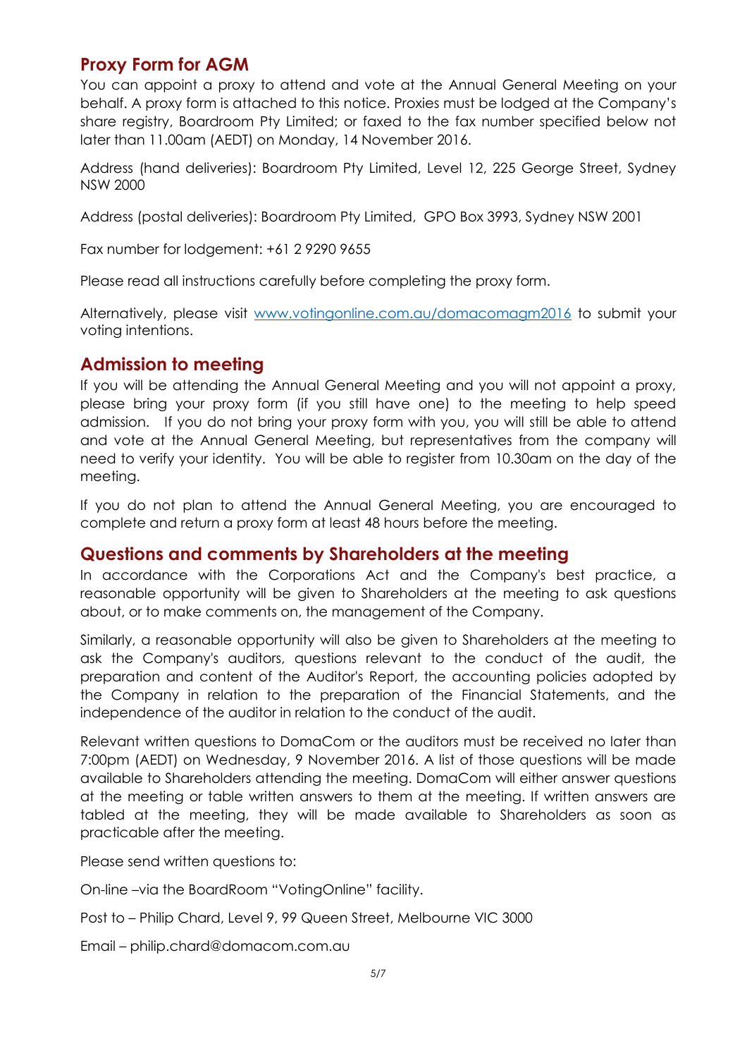## Proxy Form for AGM

You can appoint a proxy to attend and vote at the Annual General Meeting on your behalf. A proxy form is attached to this notice. Proxies must be lodged at the Company's share registry, Boardroom Pty Limited; or faxed to the fax number specified below not later than 11.00am (AEDT) on Monday, 14 November 2016.

Address (hand deliveries): Boardroom Pty Limited, Level 12, 225 George Street, Sydney NSW 2000

Address (postal deliveries): Boardroom Pty Limited, GPO Box 3993, Sydney NSW 2001

Fax number for lodgement: +61 2 9290 9655

Please read all instructions carefully before completing the proxy form.

Alternatively, please visit www.votingonline.com.au/domacomagm2016 to submit your voting intentions.

## Admission to meeting

If you will be attending the Annual General Meeting and you will not appoint a proxy, please bring your proxy form (if you still have one) to the meeting to help speed admission. If you do not bring your proxy form with you, you will still be able to attend and vote at the Annual General Meeting, but representatives from the company will need to verify your identity. You will be able to register from 10.30am on the day of the meeting.

If you do not plan to attend the Annual General Meeting, you are encouraged to complete and return a proxy form at least 48 hours before the meeting.

## Questions and comments by Shareholders at the meeting

In accordance with the Corporations Act and the Company's best practice, a reasonable opportunity will be given to Shareholders at the meeting to ask questions about, or to make comments on, the management of the Company.

Similarly, a reasonable opportunity will also be given to Shareholders at the meeting to ask the Company's auditors, questions relevant to the conduct of the audit, the preparation and content of the Auditor's Report, the accounting policies adopted by the Company in relation to the preparation of the Financial Statements, and the independence of the auditor in relation to the conduct of the audit.

Relevant written questions to DomaCom or the auditors must be received no later than 7:00pm (AEDT) on Wednesday, 9 November 2016. A list of those questions will be made available to Shareholders attending the meeting. DomaCom will either answer questions at the meeting or table written answers to them at the meeting. If written answers are tabled at the meeting, they will be made available to Shareholders as soon as practicable after the meeting.

Please send written questions to:

On-line –via the BoardRoom "VotingOnline" facility.

Post to – Philip Chard, Level 9, 99 Queen Street, Melbourne VIC 3000

Email – philip.chard@domacom.com.au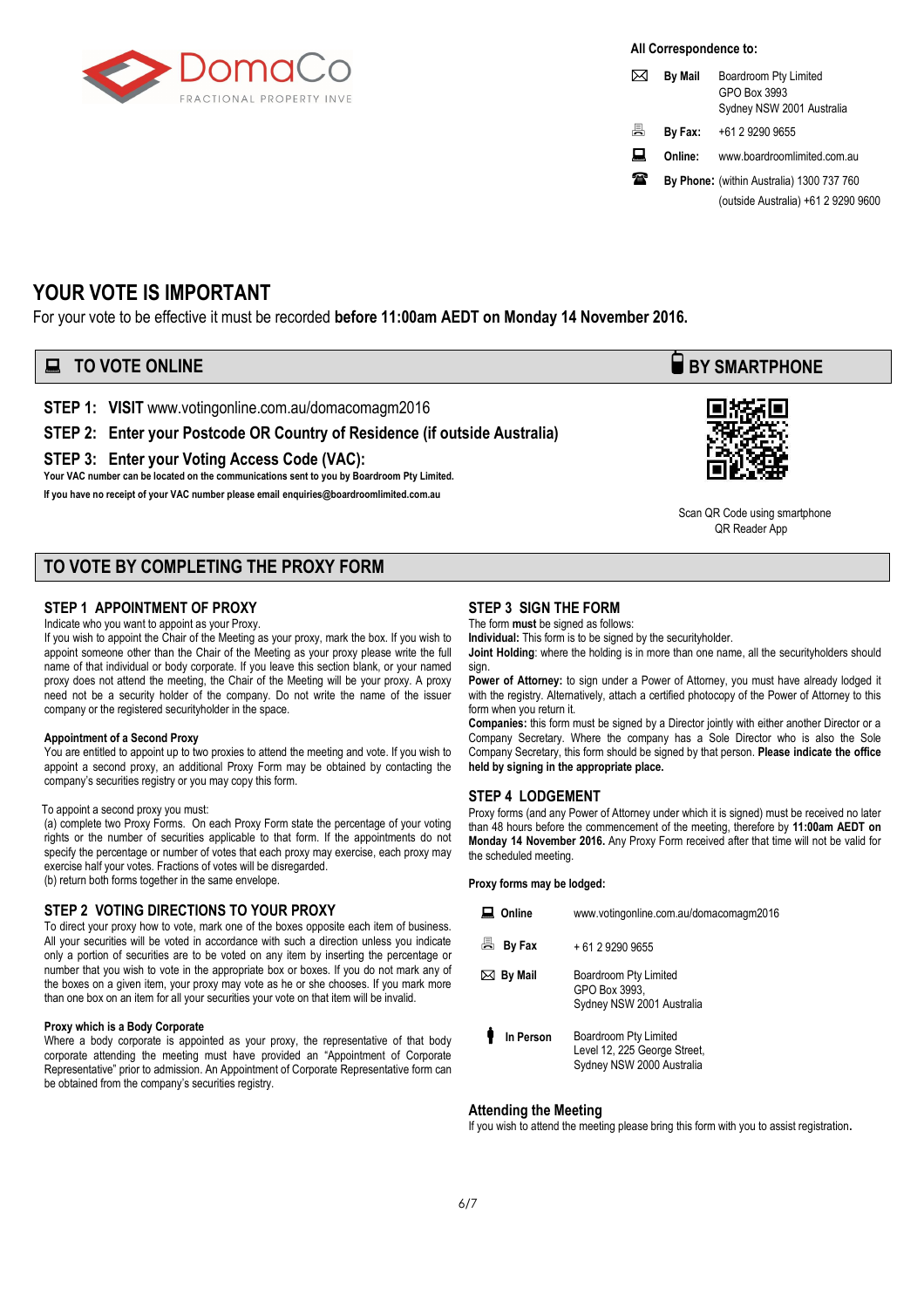DomaCo
FRACTIONAL PROPERTY INVE

**All Correspondence to:**

| | |
|---|---|
| **By Mail** | Boardroom Pty Limited<br>GPO Box 3993<br>Sydney NSW 2001 Australia |
| **By Fax:** | +61 2 9290 9655 |
| **Online:** | www.boardroomlimited.com.au |
| **By Phone:** | (within Australia) 1300 737 760<br>(outside Australia) +61 2 9290 9600 |

# YOUR VOTE IS IMPORTANT

For your vote to be effective it must be recorded **before 11:00am AEDT on Monday 14 November 2016.**

## TO VOTE ONLINE

**STEP 1: VISIT** www.votingonline.com.au/domacomagm2016

**STEP 2: Enter your Postcode OR Country of Residence (if outside Australia)**

**STEP 3: Enter your Voting Access Code (VAC):**

**Your VAC number can be located on the communications sent to you by Boardroom Pty Limited.**

**If you have no receipt of your VAC number please email enquiries@boardroomlimited.com.au**

## BY SMARTPHONE

Scan QR Code using smartphone QR Reader App

## TO VOTE BY COMPLETING THE PROXY FORM

### STEP 1 APPOINTMENT OF PROXY

Indicate who you want to appoint as your Proxy.

If you wish to appoint the Chair of the Meeting as your proxy, mark the box. If you wish to appoint someone other than the Chair of the Meeting as your proxy please write the full name of that individual or body corporate. If you leave this section blank, or your named proxy does not attend the meeting, the Chair of the Meeting will be your proxy. A proxy need not be a security holder of the company. Do not write the name of the issuer company or the registered securityholder in the space.

**Appointment of a Second Proxy**

You are entitled to appoint up to two proxies to attend the meeting and vote. If you wish to appoint a second proxy, an additional Proxy Form may be obtained by contacting the company's securities registry or you may copy this form.

To appoint a second proxy you must:

(a) complete two Proxy Forms. On each Proxy Form state the percentage of your voting rights or the number of securities applicable to that form. If the appointments do not specify the percentage or number of votes that each proxy may exercise, each proxy may exercise half your votes. Fractions of votes will be disregarded.

(b) return both forms together in the same envelope.

### STEP 2 VOTING DIRECTIONS TO YOUR PROXY

To direct your proxy how to vote, mark one of the boxes opposite each item of business. All your securities will be voted in accordance with such a direction unless you indicate only a portion of securities are to be voted on any item by inserting the percentage or number that you wish to vote in the appropriate box or boxes. If you do not mark any of the boxes on a given item, your proxy may vote as he or she chooses. If you mark more than one box on an item for all your securities your vote on that item will be invalid.

**Proxy which is a Body Corporate**

Where a body corporate is appointed as your proxy, the representative of that body corporate attending the meeting must have provided an "Appointment of Corporate Representative" prior to admission. An Appointment of Corporate Representative form can be obtained from the company's securities registry.

### STEP 3 SIGN THE FORM

The form **must** be signed as follows:

**Individual:** This form is to be signed by the securityholder.

**Joint Holding**: where the holding is in more than one name, all the securityholders should sign.

**Power of Attorney:** to sign under a Power of Attorney, you must have already lodged it with the registry. Alternatively, attach a certified photocopy of the Power of Attorney to this form when you return it.

**Companies:** this form must be signed by a Director jointly with either another Director or a Company Secretary. Where the company has a Sole Director who is also the Sole Company Secretary, this form should be signed by that person. **Please indicate the office held by signing in the appropriate place.**

### STEP 4 LODGEMENT

Proxy forms (and any Power of Attorney under which it is signed) must be received no later than 48 hours before the commencement of the meeting, therefore by **11:00am AEDT on Monday 14 November 2016.** Any Proxy Form received after that time will not be valid for the scheduled meeting.

**Proxy forms may be lodged:**

| | |
|---|---|
| **Online** | www.votingonline.com.au/domacomagm2016 |
| **By Fax** | + 61 2 9290 9655 |
| **By Mail** | Boardroom Pty Limited<br>GPO Box 3993,<br>Sydney NSW 2001 Australia |
| **In Person** | Boardroom Pty Limited<br>Level 12, 225 George Street,<br>Sydney NSW 2000 Australia |

### Attending the Meeting

If you wish to attend the meeting please bring this form with you to assist registration.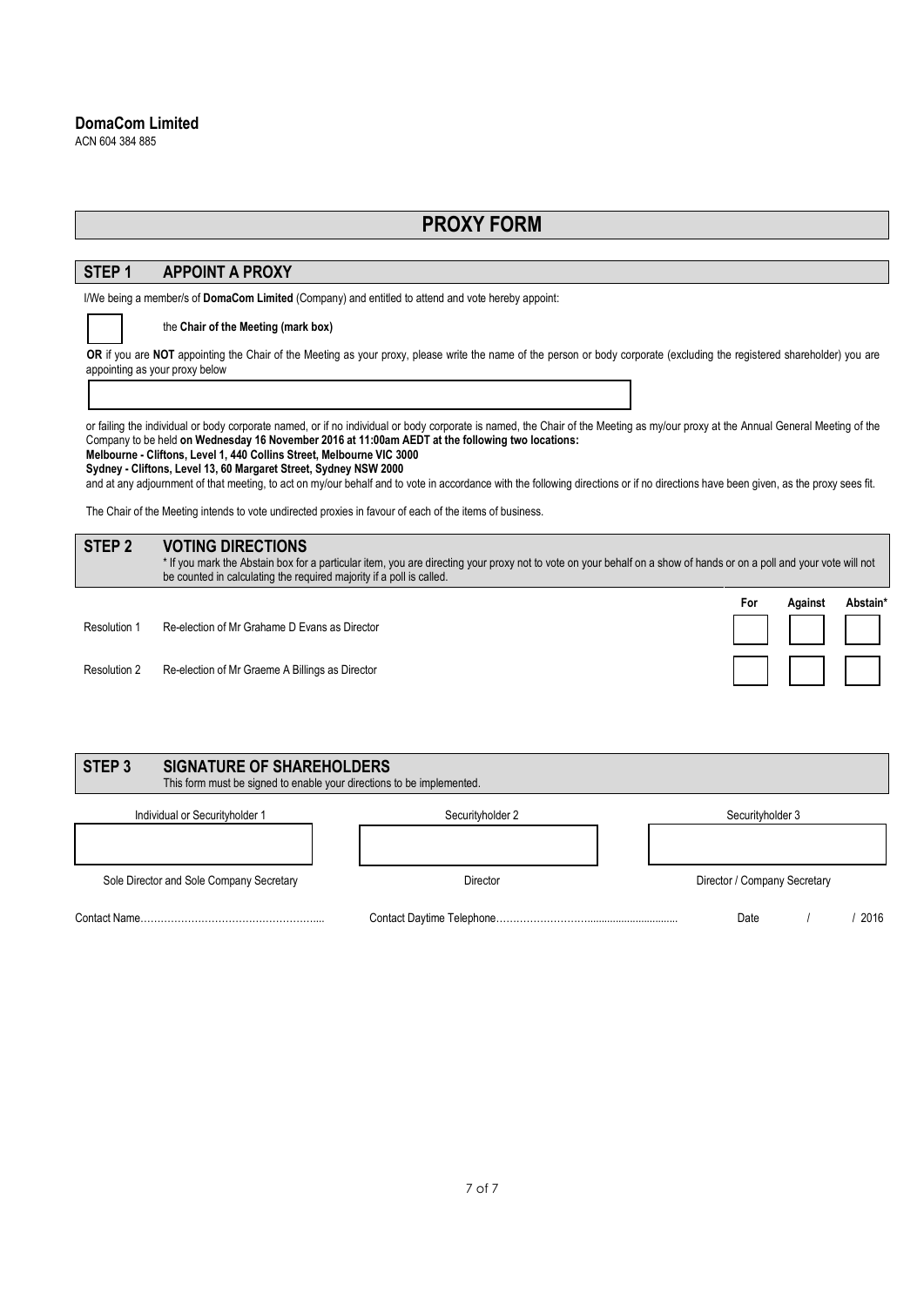**DomaCom Limited**
ACN 604 384 885

# PROXY FORM

## STEP 1 APPOINT A PROXY

I/We being a member/s of **DomaCom Limited** (Company) and entitled to attend and vote hereby appoint:

☐ the **Chair of the Meeting (mark box)**

**OR** if you are **NOT** appointing the Chair of the Meeting as your proxy, please write the name of the person or body corporate (excluding the registered shareholder) you are appointing as your proxy below

or failing the individual or body corporate named, or if no individual or body corporate is named, the Chair of the Meeting as my/our proxy at the Annual General Meeting of the Company to be held **on Wednesday 16 November 2016 at 11:00am AEDT at the following two locations:**
**Melbourne - Cliftons, Level 1, 440 Collins Street, Melbourne VIC 3000**
**Sydney - Cliftons, Level 13, 60 Margaret Street, Sydney NSW 2000**
and at any adjournment of that meeting, to act on my/our behalf and to vote in accordance with the following directions or if no directions have been given, as the proxy sees fit.

The Chair of the Meeting intends to vote undirected proxies in favour of each of the items of business.

## STEP 2 VOTING DIRECTIONS

* If you mark the Abstain box for a particular item, you are directing your proxy not to vote on your behalf on a show of hands or on a poll and your vote will not be counted in calculating the required majority if a poll is called.

| | | For | Against | Abstain* |
|---|---|---|---|---|
| Resolution 1 | Re-election of Mr Grahame D Evans as Director | ☐ | ☐ | ☐ |
| Resolution 2 | Re-election of Mr Graeme A Billings as Director | ☐ | ☐ | ☐ |

## STEP 3 SIGNATURE OF SHAREHOLDERS

This form must be signed to enable your directions to be implemented.

| Individual or Securityholder 1 | Securityholder 2 | Securityholder 3 |
|---|---|---|
| | | |
| Sole Director and Sole Company Secretary | Director | Director / Company Secretary |

Contact Name……………………………………………...  Contact Daytime Telephone……………………..............................  Date / / 2016